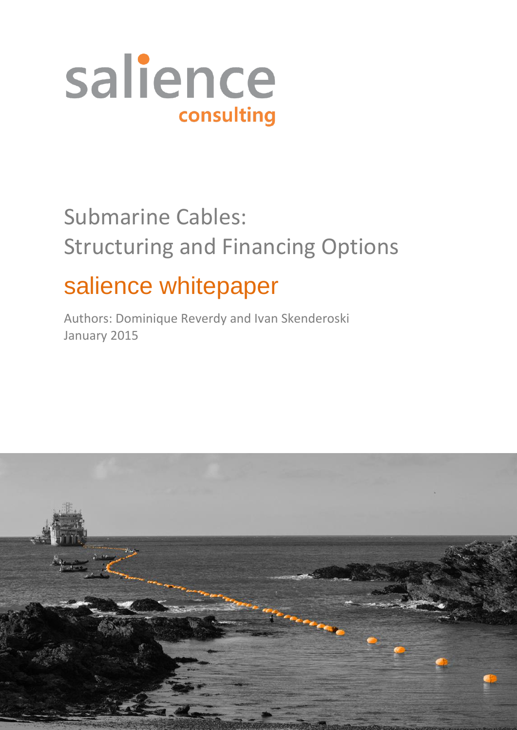salience
consulting

# Submarine Cables: Structuring and Financing Options

## salience whitepaper

Authors: Dominique Reverdy and Ivan Skenderoski
January 2015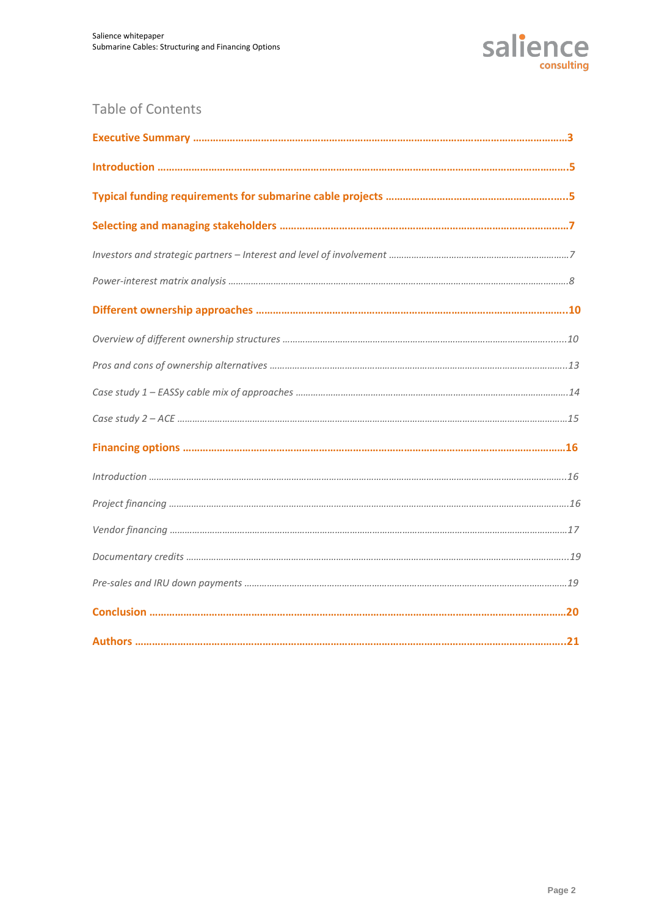## Table of Contents

**Executive Summary** ........................................................................................................................3

**Introduction** ......................................................................................................................................5

**Typical funding requirements for submarine cable projects** ..................................................5

**Selecting and managing stakeholders** ......................................................................................7

*Investors and strategic partners – Interest and level of involvement* ..........................................7

*Power-interest matrix analysis* ..........................................................................................................8

**Different ownership approaches** ..................................................................................................10

*Overview of different ownership structures* ..................................................................................10

*Pros and cons of ownership alternatives* .......................................................................................13

*Case study 1 – EASSy cable mix of approaches* ..........................................................................14

*Case study 2 – ACE* ...........................................................................................................................15

**Financing options** ..........................................................................................................................16

*Introduction* ........................................................................................................................................16

*Project financing* ................................................................................................................................16

*Vendor financing* ................................................................................................................................17

*Documentary credits* ..........................................................................................................................19

*Pre-sales and IRU down payments* ..................................................................................................19

**Conclusion** .......................................................................................................................................20

**Authors** .............................................................................................................................................21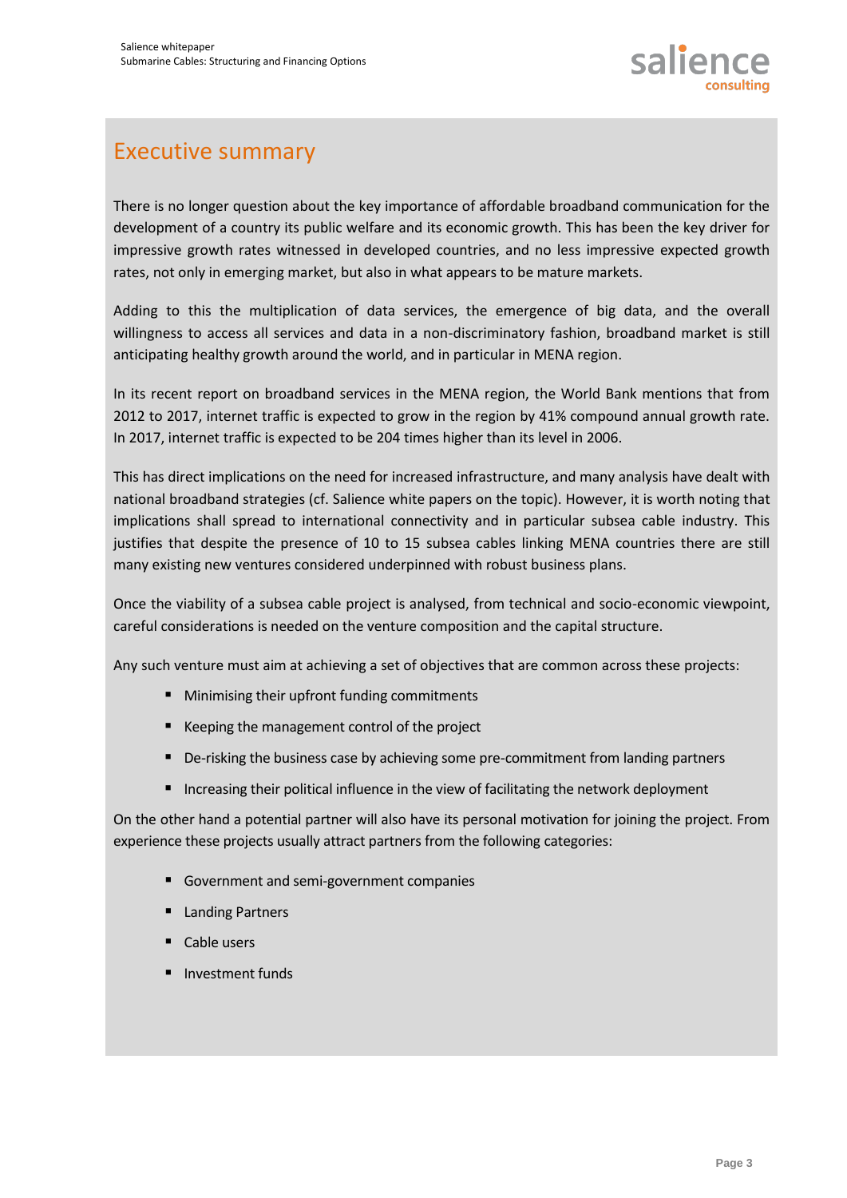# Executive summary

There is no longer question about the key importance of affordable broadband communication for the development of a country its public welfare and its economic growth. This has been the key driver for impressive growth rates witnessed in developed countries, and no less impressive expected growth rates, not only in emerging market, but also in what appears to be mature markets.

Adding to this the multiplication of data services, the emergence of big data, and the overall willingness to access all services and data in a non-discriminatory fashion, broadband market is still anticipating healthy growth around the world, and in particular in MENA region.

In its recent report on broadband services in the MENA region, the World Bank mentions that from 2012 to 2017, internet traffic is expected to grow in the region by 41% compound annual growth rate. In 2017, internet traffic is expected to be 204 times higher than its level in 2006.

This has direct implications on the need for increased infrastructure, and many analysis have dealt with national broadband strategies (cf. Salience white papers on the topic). However, it is worth noting that implications shall spread to international connectivity and in particular subsea cable industry. This justifies that despite the presence of 10 to 15 subsea cables linking MENA countries there are still many existing new ventures considered underpinned with robust business plans.

Once the viability of a subsea cable project is analysed, from technical and socio-economic viewpoint, careful considerations is needed on the venture composition and the capital structure.

Any such venture must aim at achieving a set of objectives that are common across these projects:

- Minimising their upfront funding commitments
- Keeping the management control of the project
- De-risking the business case by achieving some pre-commitment from landing partners
- Increasing their political influence in the view of facilitating the network deployment

On the other hand a potential partner will also have its personal motivation for joining the project. From experience these projects usually attract partners from the following categories:

- Government and semi-government companies
- Landing Partners
- Cable users
- Investment funds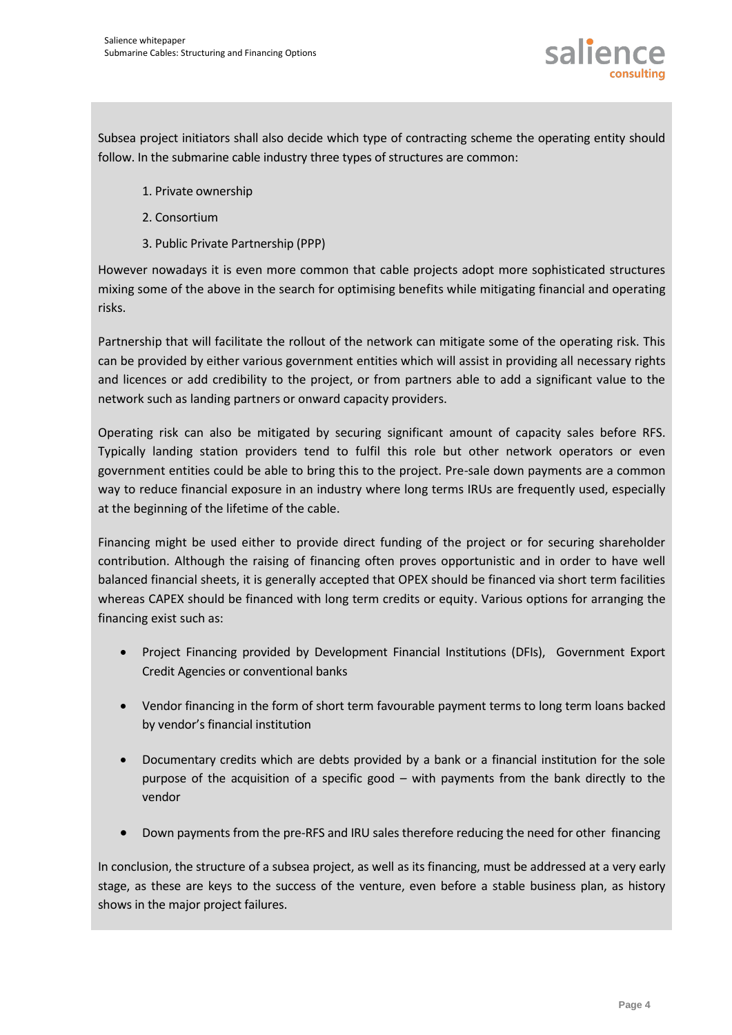Subsea project initiators shall also decide which type of contracting scheme the operating entity should follow. In the submarine cable industry three types of structures are common:

1. Private ownership
2. Consortium
3. Public Private Partnership (PPP)

However nowadays it is even more common that cable projects adopt more sophisticated structures mixing some of the above in the search for optimising benefits while mitigating financial and operating risks.

Partnership that will facilitate the rollout of the network can mitigate some of the operating risk. This can be provided by either various government entities which will assist in providing all necessary rights and licences or add credibility to the project, or from partners able to add a significant value to the network such as landing partners or onward capacity providers.

Operating risk can also be mitigated by securing significant amount of capacity sales before RFS. Typically landing station providers tend to fulfil this role but other network operators or even government entities could be able to bring this to the project. Pre-sale down payments are a common way to reduce financial exposure in an industry where long terms IRUs are frequently used, especially at the beginning of the lifetime of the cable.

Financing might be used either to provide direct funding of the project or for securing shareholder contribution. Although the raising of financing often proves opportunistic and in order to have well balanced financial sheets, it is generally accepted that OPEX should be financed via short term facilities whereas CAPEX should be financed with long term credits or equity. Various options for arranging the financing exist such as:

- Project Financing provided by Development Financial Institutions (DFIs), Government Export Credit Agencies or conventional banks
- Vendor financing in the form of short term favourable payment terms to long term loans backed by vendor's financial institution
- Documentary credits which are debts provided by a bank or a financial institution for the sole purpose of the acquisition of a specific good – with payments from the bank directly to the vendor
- Down payments from the pre-RFS and IRU sales therefore reducing the need for other financing

In conclusion, the structure of a subsea project, as well as its financing, must be addressed at a very early stage, as these are keys to the success of the venture, even before a stable business plan, as history shows in the major project failures.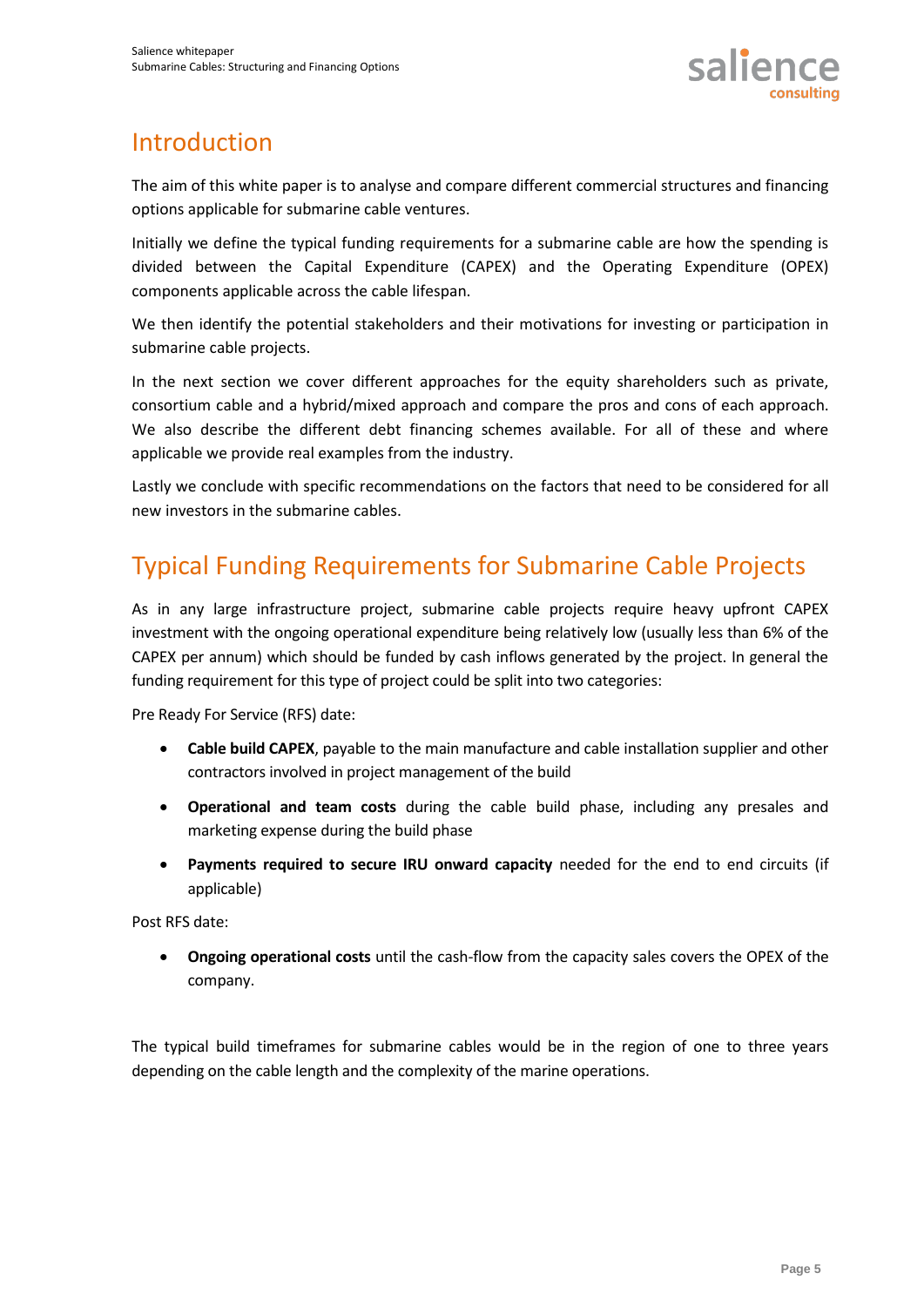## Introduction

The aim of this white paper is to analyse and compare different commercial structures and financing options applicable for submarine cable ventures.

Initially we define the typical funding requirements for a submarine cable are how the spending is divided between the Capital Expenditure (CAPEX) and the Operating Expenditure (OPEX) components applicable across the cable lifespan.

We then identify the potential stakeholders and their motivations for investing or participation in submarine cable projects.

In the next section we cover different approaches for the equity shareholders such as private, consortium cable and a hybrid/mixed approach and compare the pros and cons of each approach. We also describe the different debt financing schemes available. For all of these and where applicable we provide real examples from the industry.

Lastly we conclude with specific recommendations on the factors that need to be considered for all new investors in the submarine cables.

## Typical Funding Requirements for Submarine Cable Projects

As in any large infrastructure project, submarine cable projects require heavy upfront CAPEX investment with the ongoing operational expenditure being relatively low (usually less than 6% of the CAPEX per annum) which should be funded by cash inflows generated by the project. In general the funding requirement for this type of project could be split into two categories:

Pre Ready For Service (RFS) date:

- **Cable build CAPEX**, payable to the main manufacture and cable installation supplier and other contractors involved in project management of the build
- **Operational and team costs** during the cable build phase, including any presales and marketing expense during the build phase
- **Payments required to secure IRU onward capacity** needed for the end to end circuits (if applicable)

Post RFS date:

- **Ongoing operational costs** until the cash-flow from the capacity sales covers the OPEX of the company.

The typical build timeframes for submarine cables would be in the region of one to three years depending on the cable length and the complexity of the marine operations.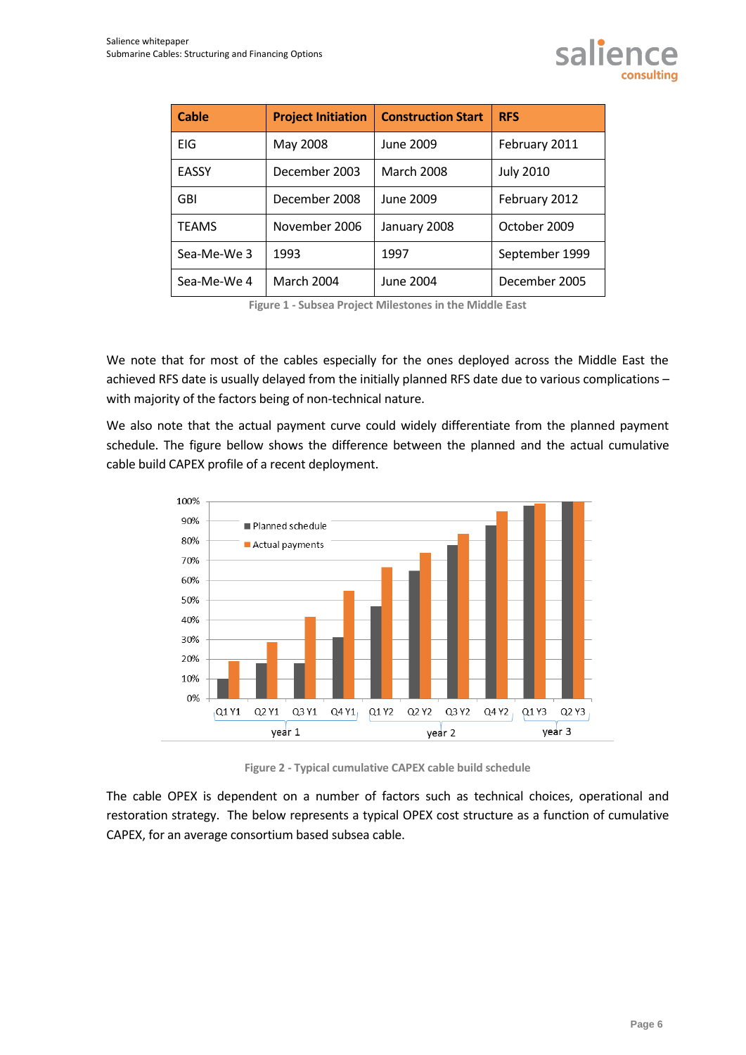| Cable | Project Initiation | Construction Start | RFS |
| --- | --- | --- | --- |
| EIG | May 2008 | June 2009 | February 2011 |
| EASSY | December 2003 | March 2008 | July 2010 |
| GBI | December 2008 | June 2009 | February 2012 |
| TEAMS | November 2006 | January 2008 | October 2009 |
| Sea-Me-We 3 | 1993 | 1997 | September 1999 |
| Sea-Me-We 4 | March 2004 | June 2004 | December 2005 |

Figure 1 - Subsea Project Milestones in the Middle East

We note that for most of the cables especially for the ones deployed across the Middle East the achieved RFS date is usually delayed from the initially planned RFS date due to various complications – with majority of the factors being of non-technical nature.

We also note that the actual payment curve could widely differentiate from the planned payment schedule. The figure bellow shows the difference between the planned and the actual cumulative cable build CAPEX profile of a recent deployment.

Figure 2 - Typical cumulative CAPEX cable build schedule

The cable OPEX is dependent on a number of factors such as technical choices, operational and restoration strategy. The below represents a typical OPEX cost structure as a function of cumulative CAPEX, for an average consortium based subsea cable.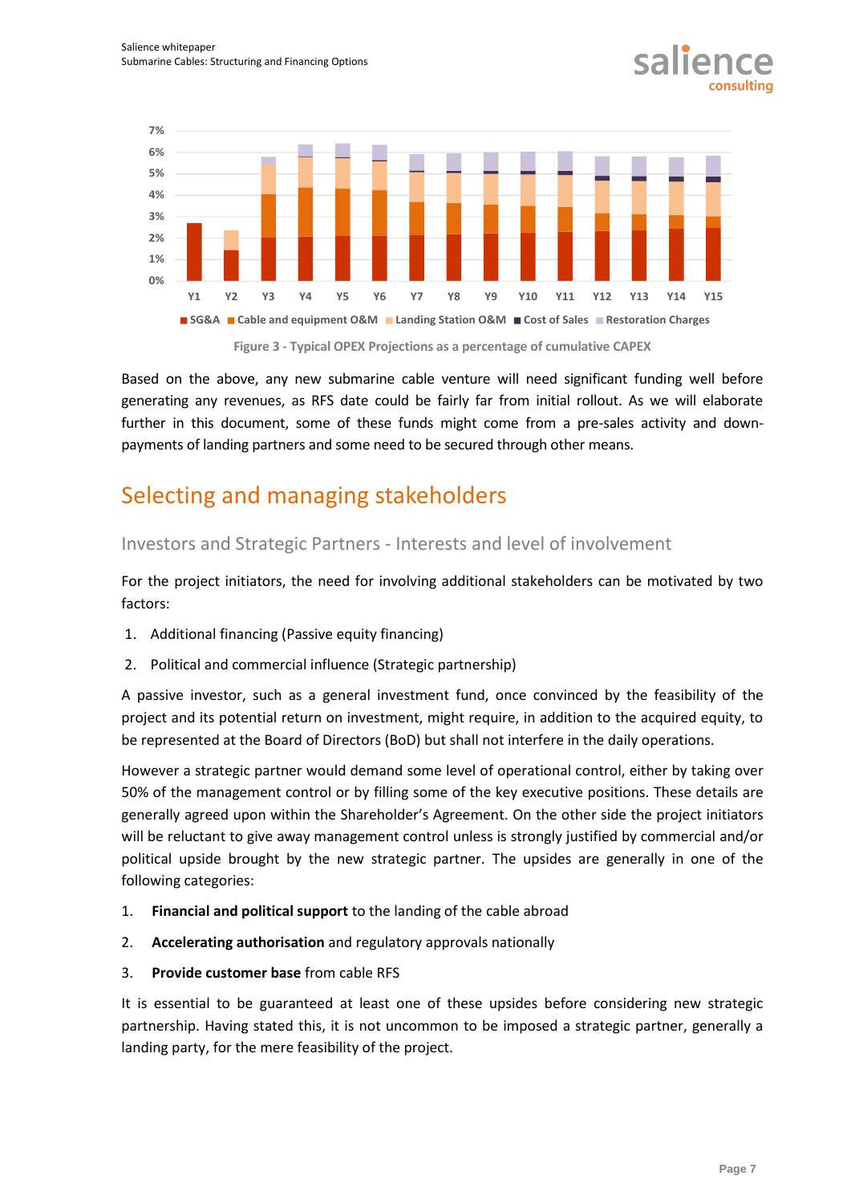Figure 3 - Typical OPEX Projections as a percentage of cumulative CAPEX

Based on the above, any new submarine cable venture will need significant funding well before generating any revenues, as RFS date could be fairly far from initial rollout. As we will elaborate further in this document, some of these funds might come from a pre-sales activity and down-payments of landing partners and some need to be secured through other means.

# Selecting and managing stakeholders

## Investors and Strategic Partners - Interests and level of involvement

For the project initiators, the need for involving additional stakeholders can be motivated by two factors:

1. Additional financing (Passive equity financing)
2. Political and commercial influence (Strategic partnership)

A passive investor, such as a general investment fund, once convinced by the feasibility of the project and its potential return on investment, might require, in addition to the acquired equity, to be represented at the Board of Directors (BoD) but shall not interfere in the daily operations.

However a strategic partner would demand some level of operational control, either by taking over 50% of the management control or by filling some of the key executive positions. These details are generally agreed upon within the Shareholder's Agreement. On the other side the project initiators will be reluctant to give away management control unless is strongly justified by commercial and/or political upside brought by the new strategic partner. The upsides are generally in one of the following categories:

1. **Financial and political support** to the landing of the cable abroad
2. **Accelerating authorisation** and regulatory approvals nationally
3. **Provide customer base** from cable RFS

It is essential to be guaranteed at least one of these upsides before considering new strategic partnership. Having stated this, it is not uncommon to be imposed a strategic partner, generally a landing party, for the mere feasibility of the project.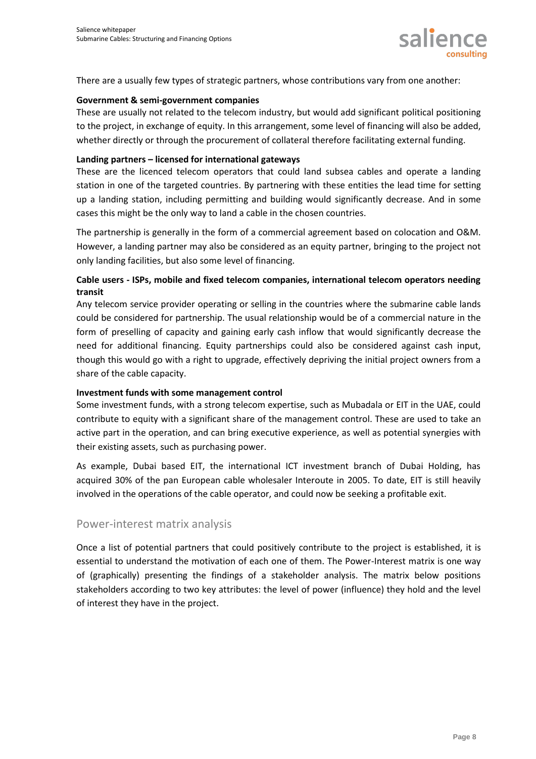There are a usually few types of strategic partners, whose contributions vary from one another:

**Government & semi-government companies**

These are usually not related to the telecom industry, but would add significant political positioning to the project, in exchange of equity. In this arrangement, some level of financing will also be added, whether directly or through the procurement of collateral therefore facilitating external funding.

**Landing partners – licensed for international gateways**

These are the licenced telecom operators that could land subsea cables and operate a landing station in one of the targeted countries. By partnering with these entities the lead time for setting up a landing station, including permitting and building would significantly decrease. And in some cases this might be the only way to land a cable in the chosen countries.

The partnership is generally in the form of a commercial agreement based on colocation and O&M. However, a landing partner may also be considered as an equity partner, bringing to the project not only landing facilities, but also some level of financing.

**Cable users - ISPs, mobile and fixed telecom companies, international telecom operators needing transit**

Any telecom service provider operating or selling in the countries where the submarine cable lands could be considered for partnership. The usual relationship would be of a commercial nature in the form of preselling of capacity and gaining early cash inflow that would significantly decrease the need for additional financing. Equity partnerships could also be considered against cash input, though this would go with a right to upgrade, effectively depriving the initial project owners from a share of the cable capacity.

**Investment funds with some management control**

Some investment funds, with a strong telecom expertise, such as Mubadala or EIT in the UAE, could contribute to equity with a significant share of the management control. These are used to take an active part in the operation, and can bring executive experience, as well as potential synergies with their existing assets, such as purchasing power.

As example, Dubai based EIT, the international ICT investment branch of Dubai Holding, has acquired 30% of the pan European cable wholesaler Interoute in 2005. To date, EIT is still heavily involved in the operations of the cable operator, and could now be seeking a profitable exit.

## Power-interest matrix analysis

Once a list of potential partners that could positively contribute to the project is established, it is essential to understand the motivation of each one of them. The Power-Interest matrix is one way of (graphically) presenting the findings of a stakeholder analysis. The matrix below positions stakeholders according to two key attributes: the level of power (influence) they hold and the level of interest they have in the project.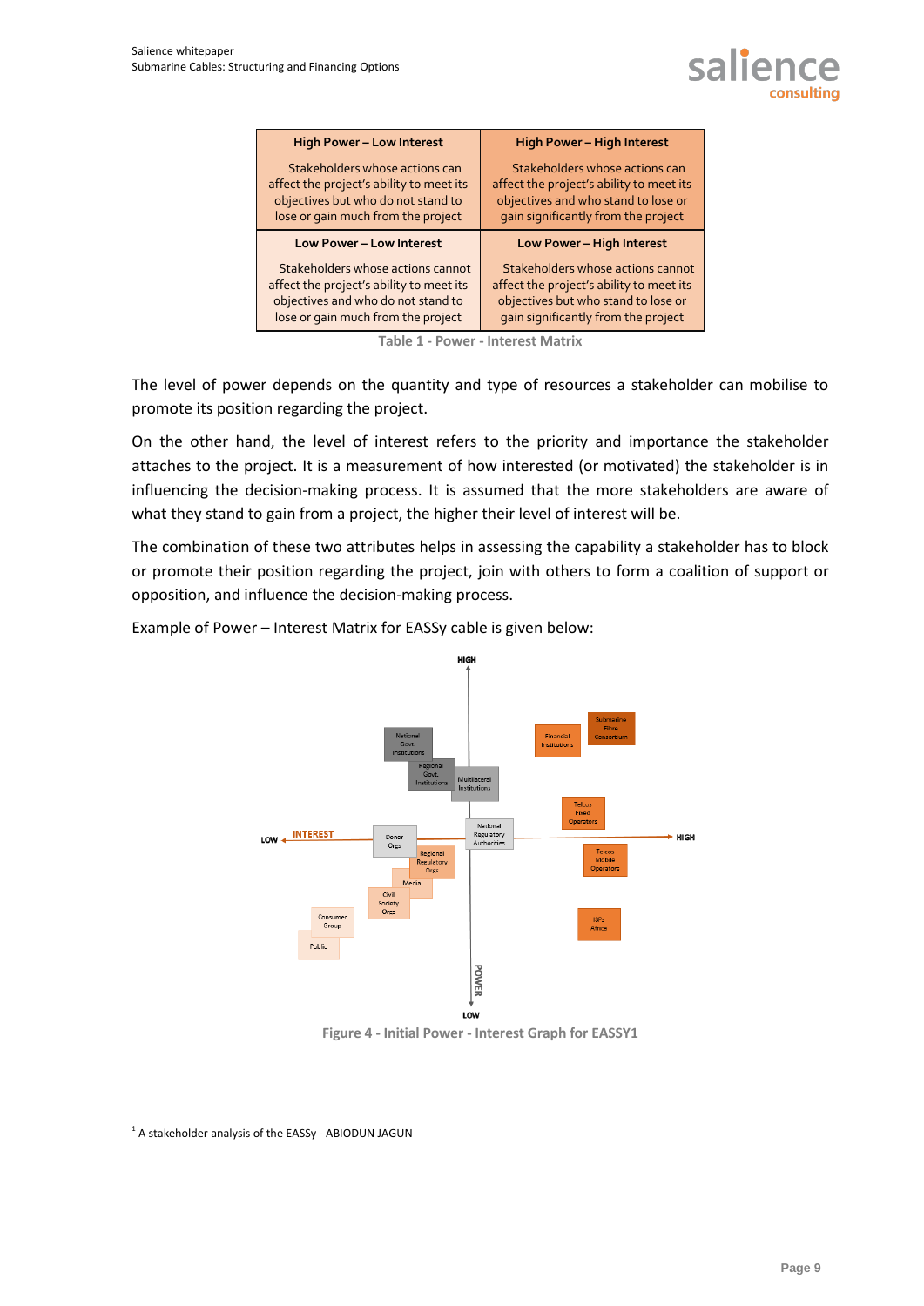| High Power – Low Interest | High Power – High Interest |
|---|---|
| Stakeholders whose actions can affect the project's ability to meet its objectives but who do not stand to lose or gain much from the project | Stakeholders whose actions can affect the project's ability to meet its objectives and who stand to lose or gain significantly from the project |
| **Low Power – Low Interest** | **Low Power – High Interest** |
| Stakeholders whose actions cannot affect the project's ability to meet its objectives and who do not stand to lose or gain much from the project | Stakeholders whose actions cannot affect the project's ability to meet its objectives but who stand to lose or gain significantly from the project |

Table 1 - Power - Interest Matrix

The level of power depends on the quantity and type of resources a stakeholder can mobilise to promote its position regarding the project.

On the other hand, the level of interest refers to the priority and importance the stakeholder attaches to the project. It is a measurement of how interested (or motivated) the stakeholder is in influencing the decision-making process. It is assumed that the more stakeholders are aware of what they stand to gain from a project, the higher their level of interest will be.

The combination of these two attributes helps in assessing the capability a stakeholder has to block or promote their position regarding the project, join with others to form a coalition of support or opposition, and influence the decision-making process.

Example of Power – Interest Matrix for EASSy cable is given below:

Figure 4 - Initial Power - Interest Graph for EASSY1

[1] A stakeholder analysis of the EASSy - ABIODUN JAGUN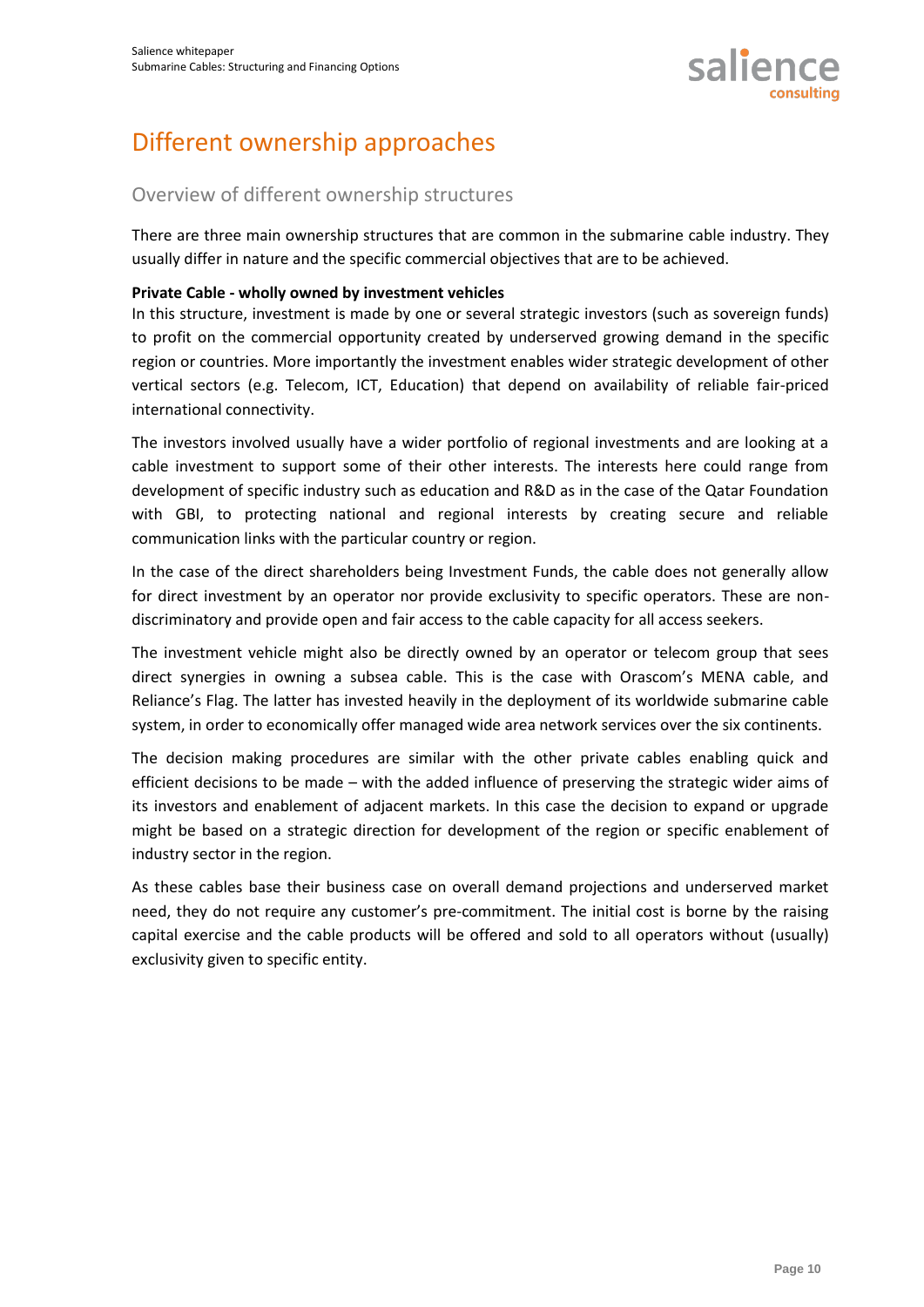# Different ownership approaches

## Overview of different ownership structures

There are three main ownership structures that are common in the submarine cable industry. They usually differ in nature and the specific commercial objectives that are to be achieved.

**Private Cable - wholly owned by investment vehicles**

In this structure, investment is made by one or several strategic investors (such as sovereign funds) to profit on the commercial opportunity created by underserved growing demand in the specific region or countries. More importantly the investment enables wider strategic development of other vertical sectors (e.g. Telecom, ICT, Education) that depend on availability of reliable fair-priced international connectivity.

The investors involved usually have a wider portfolio of regional investments and are looking at a cable investment to support some of their other interests. The interests here could range from development of specific industry such as education and R&D as in the case of the Qatar Foundation with GBI, to protecting national and regional interests by creating secure and reliable communication links with the particular country or region.

In the case of the direct shareholders being Investment Funds, the cable does not generally allow for direct investment by an operator nor provide exclusivity to specific operators. These are non-discriminatory and provide open and fair access to the cable capacity for all access seekers.

The investment vehicle might also be directly owned by an operator or telecom group that sees direct synergies in owning a subsea cable. This is the case with Orascom's MENA cable, and Reliance's Flag. The latter has invested heavily in the deployment of its worldwide submarine cable system, in order to economically offer managed wide area network services over the six continents.

The decision making procedures are similar with the other private cables enabling quick and efficient decisions to be made – with the added influence of preserving the strategic wider aims of its investors and enablement of adjacent markets. In this case the decision to expand or upgrade might be based on a strategic direction for development of the region or specific enablement of industry sector in the region.

As these cables base their business case on overall demand projections and underserved market need, they do not require any customer's pre-commitment. The initial cost is borne by the raising capital exercise and the cable products will be offered and sold to all operators without (usually) exclusivity given to specific entity.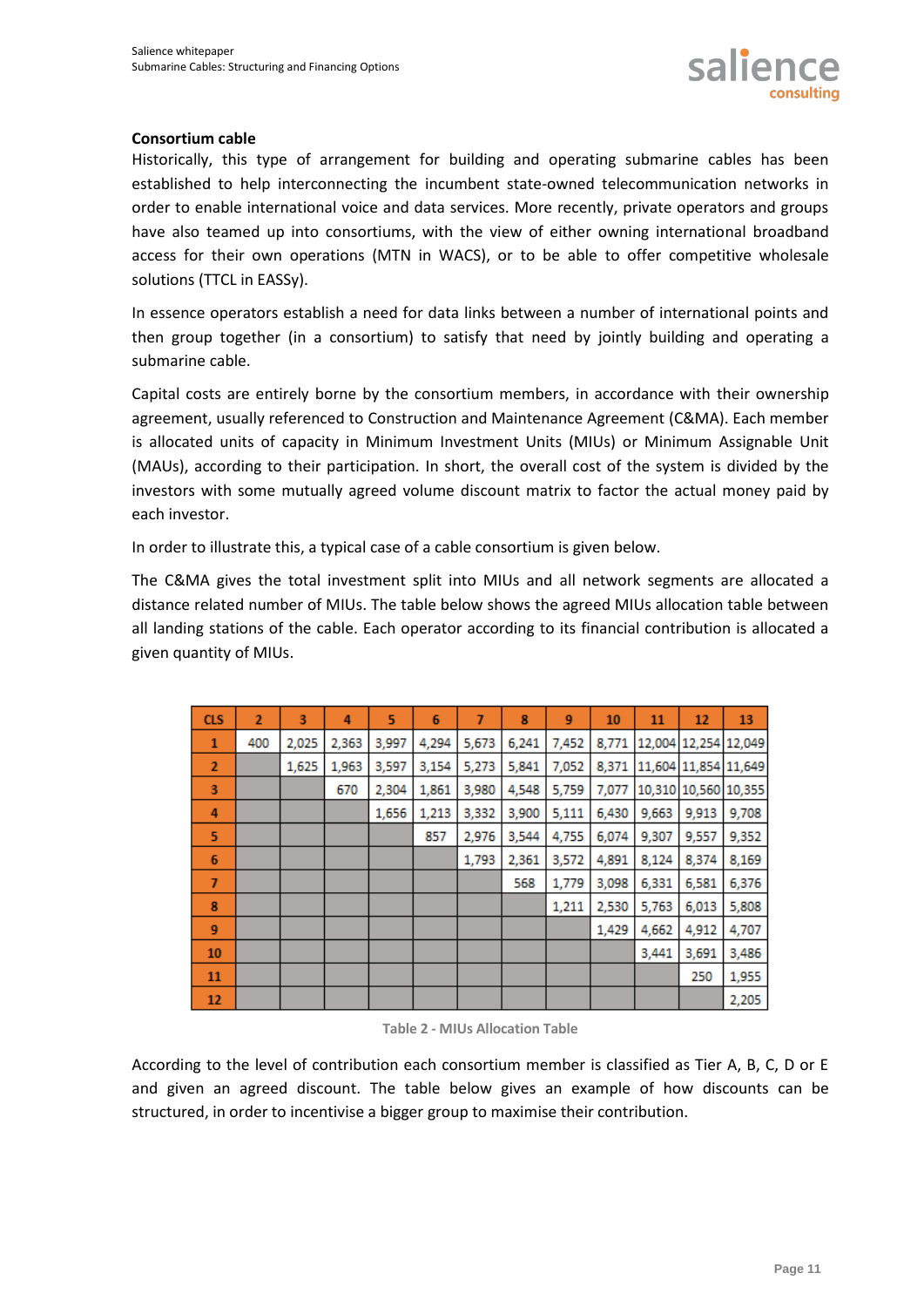**Consortium cable**

Historically, this type of arrangement for building and operating submarine cables has been established to help interconnecting the incumbent state-owned telecommunication networks in order to enable international voice and data services. More recently, private operators and groups have also teamed up into consortiums, with the view of either owning international broadband access for their own operations (MTN in WACS), or to be able to offer competitive wholesale solutions (TTCL in EASSy).

In essence operators establish a need for data links between a number of international points and then group together (in a consortium) to satisfy that need by jointly building and operating a submarine cable.

Capital costs are entirely borne by the consortium members, in accordance with their ownership agreement, usually referenced to Construction and Maintenance Agreement (C&MA). Each member is allocated units of capacity in Minimum Investment Units (MIUs) or Minimum Assignable Unit (MAUs), according to their participation. In short, the overall cost of the system is divided by the investors with some mutually agreed volume discount matrix to factor the actual money paid by each investor.

In order to illustrate this, a typical case of a cable consortium is given below.

The C&MA gives the total investment split into MIUs and all network segments are allocated a distance related number of MIUs. The table below shows the agreed MIUs allocation table between all landing stations of the cable. Each operator according to its financial contribution is allocated a given quantity of MIUs.

| CLS | 2 | 3 | 4 | 5 | 6 | 7 | 8 | 9 | 10 | 11 | 12 | 13 |
|---|---|---|---|---|---|---|---|---|---|---|---|---|
| 1 | 400 | 2,025 | 2,363 | 3,997 | 4,294 | 5,673 | 6,241 | 7,452 | 8,771 | 12,004 | 12,254 | 12,049 |
| 2 | | 1,625 | 1,963 | 3,597 | 3,154 | 5,273 | 5,841 | 7,052 | 8,371 | 11,604 | 11,854 | 11,649 |
| 3 | | | 670 | 2,304 | 1,861 | 3,980 | 4,548 | 5,759 | 7,077 | 10,310 | 10,560 | 10,355 |
| 4 | | | | 1,656 | 1,213 | 3,332 | 3,900 | 5,111 | 6,430 | 9,663 | 9,913 | 9,708 |
| 5 | | | | | 857 | 2,976 | 3,544 | 4,755 | 6,074 | 9,307 | 9,557 | 9,352 |
| 6 | | | | | | 1,793 | 2,361 | 3,572 | 4,891 | 8,124 | 8,374 | 8,169 |
| 7 | | | | | | | 568 | 1,779 | 3,098 | 6,331 | 6,581 | 6,376 |
| 8 | | | | | | | | 1,211 | 2,530 | 5,763 | 6,013 | 5,808 |
| 9 | | | | | | | | | 1,429 | 4,662 | 4,912 | 4,707 |
| 10 | | | | | | | | | | 3,441 | 3,691 | 3,486 |
| 11 | | | | | | | | | | | 250 | 1,955 |
| 12 | | | | | | | | | | | | 2,205 |

Table 2 - MIUs Allocation Table

According to the level of contribution each consortium member is classified as Tier A, B, C, D or E and given an agreed discount. The table below gives an example of how discounts can be structured, in order to incentivise a bigger group to maximise their contribution.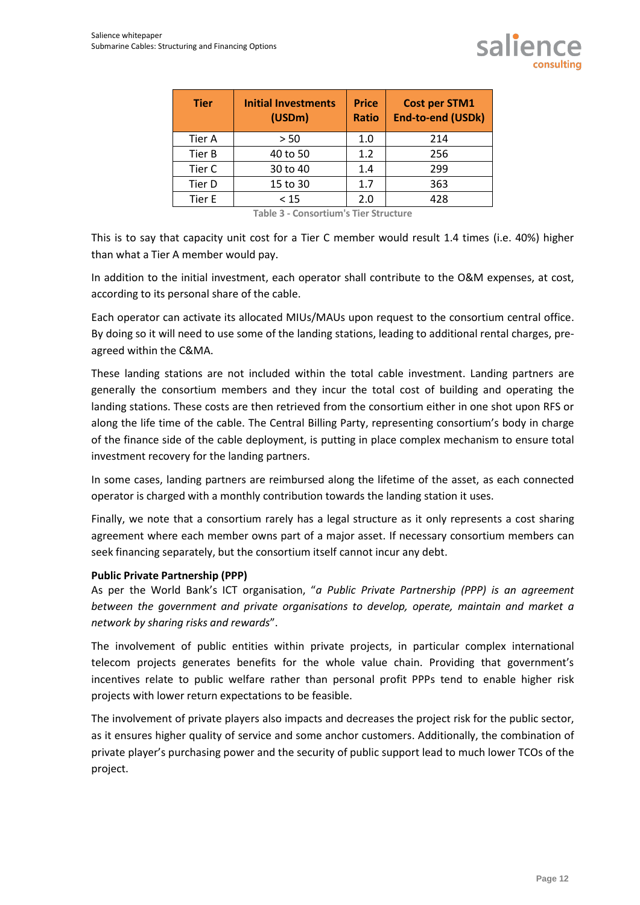| Tier | Initial Investments (USDm) | Price Ratio | Cost per STM1 End-to-end (USDk) |
|---|---|---|---|
| Tier A | > 50 | 1.0 | 214 |
| Tier B | 40 to 50 | 1.2 | 256 |
| Tier C | 30 to 40 | 1.4 | 299 |
| Tier D | 15 to 30 | 1.7 | 363 |
| Tier E | < 15 | 2.0 | 428 |

Table 3 - Consortium's Tier Structure

This is to say that capacity unit cost for a Tier C member would result 1.4 times (i.e. 40%) higher than what a Tier A member would pay.

In addition to the initial investment, each operator shall contribute to the O&M expenses, at cost, according to its personal share of the cable.

Each operator can activate its allocated MIUs/MAUs upon request to the consortium central office. By doing so it will need to use some of the landing stations, leading to additional rental charges, pre-agreed within the C&MA.

These landing stations are not included within the total cable investment. Landing partners are generally the consortium members and they incur the total cost of building and operating the landing stations. These costs are then retrieved from the consortium either in one shot upon RFS or along the life time of the cable. The Central Billing Party, representing consortium's body in charge of the finance side of the cable deployment, is putting in place complex mechanism to ensure total investment recovery for the landing partners.

In some cases, landing partners are reimbursed along the lifetime of the asset, as each connected operator is charged with a monthly contribution towards the landing station it uses.

Finally, we note that a consortium rarely has a legal structure as it only represents a cost sharing agreement where each member owns part of a major asset. If necessary consortium members can seek financing separately, but the consortium itself cannot incur any debt.

**Public Private Partnership (PPP)**

As per the World Bank's ICT organisation, "*a Public Private Partnership (PPP) is an agreement between the government and private organisations to develop, operate, maintain and market a network by sharing risks and rewards*".

The involvement of public entities within private projects, in particular complex international telecom projects generates benefits for the whole value chain. Providing that government's incentives relate to public welfare rather than personal profit PPPs tend to enable higher risk projects with lower return expectations to be feasible.

The involvement of private players also impacts and decreases the project risk for the public sector, as it ensures higher quality of service and some anchor customers. Additionally, the combination of private player's purchasing power and the security of public support lead to much lower TCOs of the project.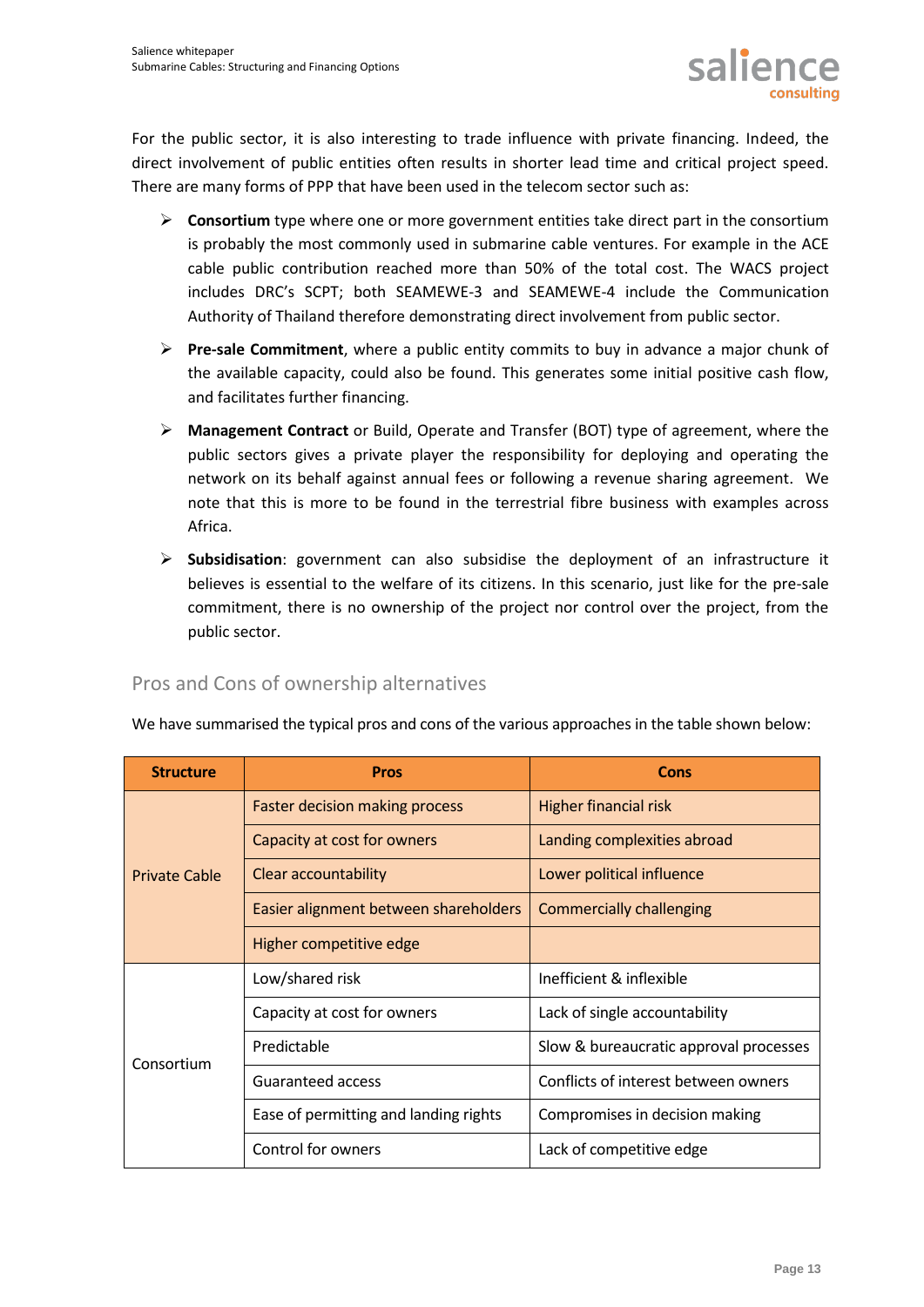For the public sector, it is also interesting to trade influence with private financing. Indeed, the direct involvement of public entities often results in shorter lead time and critical project speed. There are many forms of PPP that have been used in the telecom sector such as:

- **Consortium** type where one or more government entities take direct part in the consortium is probably the most commonly used in submarine cable ventures. For example in the ACE cable public contribution reached more than 50% of the total cost. The WACS project includes DRC's SCPT; both SEAMEWE-3 and SEAMEWE-4 include the Communication Authority of Thailand therefore demonstrating direct involvement from public sector.
- **Pre-sale Commitment**, where a public entity commits to buy in advance a major chunk of the available capacity, could also be found. This generates some initial positive cash flow, and facilitates further financing.
- **Management Contract** or Build, Operate and Transfer (BOT) type of agreement, where the public sectors gives a private player the responsibility for deploying and operating the network on its behalf against annual fees or following a revenue sharing agreement. We note that this is more to be found in the terrestrial fibre business with examples across Africa.
- **Subsidisation**: government can also subsidise the deployment of an infrastructure it believes is essential to the welfare of its citizens. In this scenario, just like for the pre-sale commitment, there is no ownership of the project nor control over the project, from the public sector.

## Pros and Cons of ownership alternatives

We have summarised the typical pros and cons of the various approaches in the table shown below:

| Structure | Pros | Cons |
|---|---|---|
| Private Cable | Faster decision making process | Higher financial risk |
| | Capacity at cost for owners | Landing complexities abroad |
| | Clear accountability | Lower political influence |
| | Easier alignment between shareholders | Commercially challenging |
| | Higher competitive edge | |
| Consortium | Low/shared risk | Inefficient & inflexible |
| | Capacity at cost for owners | Lack of single accountability |
| | Predictable | Slow & bureaucratic approval processes |
| | Guaranteed access | Conflicts of interest between owners |
| | Ease of permitting and landing rights | Compromises in decision making |
| | Control for owners | Lack of competitive edge |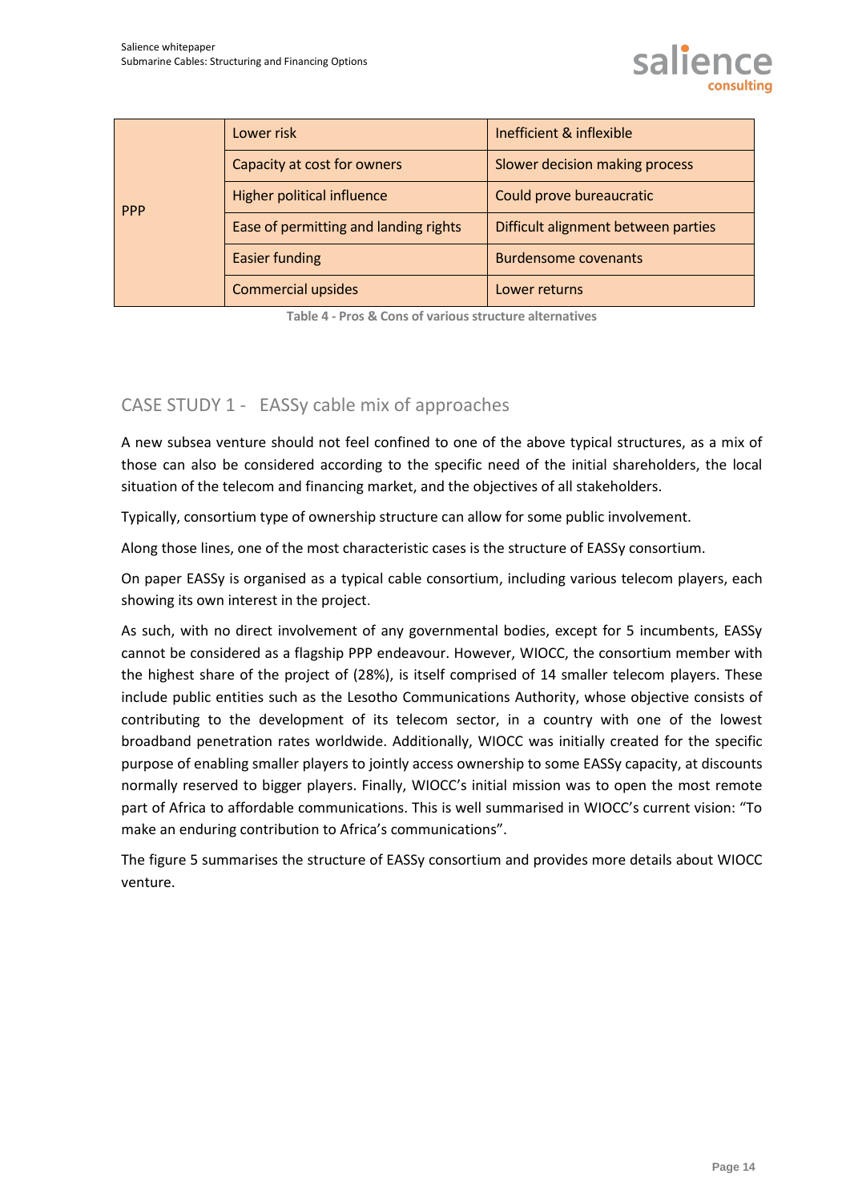| | | |
|---|---|---|
| PPP | Lower risk | Inefficient & inflexible |
| | Capacity at cost for owners | Slower decision making process |
| | Higher political influence | Could prove bureaucratic |
| | Ease of permitting and landing rights | Difficult alignment between parties |
| | Easier funding | Burdensome covenants |
| | Commercial upsides | Lower returns |

Table 4 - Pros & Cons of various structure alternatives

## CASE STUDY 1 - EASSy cable mix of approaches

A new subsea venture should not feel confined to one of the above typical structures, as a mix of those can also be considered according to the specific need of the initial shareholders, the local situation of the telecom and financing market, and the objectives of all stakeholders.

Typically, consortium type of ownership structure can allow for some public involvement.

Along those lines, one of the most characteristic cases is the structure of EASSy consortium.

On paper EASSy is organised as a typical cable consortium, including various telecom players, each showing its own interest in the project.

As such, with no direct involvement of any governmental bodies, except for 5 incumbents, EASSy cannot be considered as a flagship PPP endeavour. However, WIOCC, the consortium member with the highest share of the project of (28%), is itself comprised of 14 smaller telecom players. These include public entities such as the Lesotho Communications Authority, whose objective consists of contributing to the development of its telecom sector, in a country with one of the lowest broadband penetration rates worldwide. Additionally, WIOCC was initially created for the specific purpose of enabling smaller players to jointly access ownership to some EASSy capacity, at discounts normally reserved to bigger players. Finally, WIOCC's initial mission was to open the most remote part of Africa to affordable communications. This is well summarised in WIOCC's current vision: "To make an enduring contribution to Africa's communications".

The figure 5 summarises the structure of EASSy consortium and provides more details about WIOCC venture.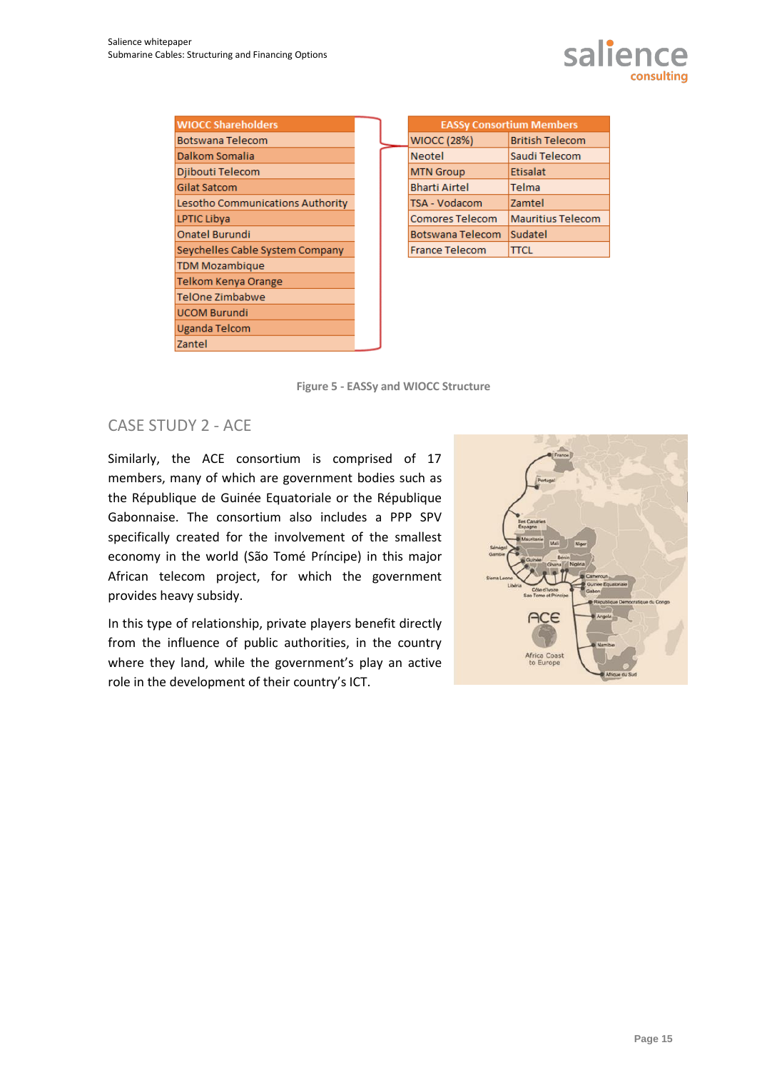| WIOCC Shareholders |
| --- |
| Botswana Telecom |
| Dalkom Somalia |
| Djibouti Telecom |
| Gilat Satcom |
| Lesotho Communications Authority |
| LPTIC Libya |
| Onatel Burundi |
| Seychelles Cable System Company |
| TDM Mozambique |
| Telkom Kenya Orange |
| TelOne Zimbabwe |
| UCOM Burundi |
| Uganda Telcom |
| Zantel |

| EASSy Consortium Members | |
| --- | --- |
| WIOCC (28%) | British Telecom |
| Neotel | Saudi Telecom |
| MTN Group | Etisalat |
| Bharti Airtel | Telma |
| TSA - Vodacom | Zamtel |
| Comores Telecom | Mauritius Telecom |
| Botswana Telecom | Sudatel |
| France Telecom | TTCL |

**Figure 5 - EASSy and WIOCC Structure**

## CASE STUDY 2 - ACE

Similarly, the ACE consortium is comprised of 17 members, many of which are government bodies such as the République de Guinée Equatoriale or the République Gabonnaise. The consortium also includes a PPP SPV specifically created for the involvement of the smallest economy in the world (São Tomé Príncipe) in this major African telecom project, for which the government provides heavy subsidy.

In this type of relationship, private players benefit directly from the influence of public authorities, in the country where they land, while the government's play an active role in the development of their country's ICT.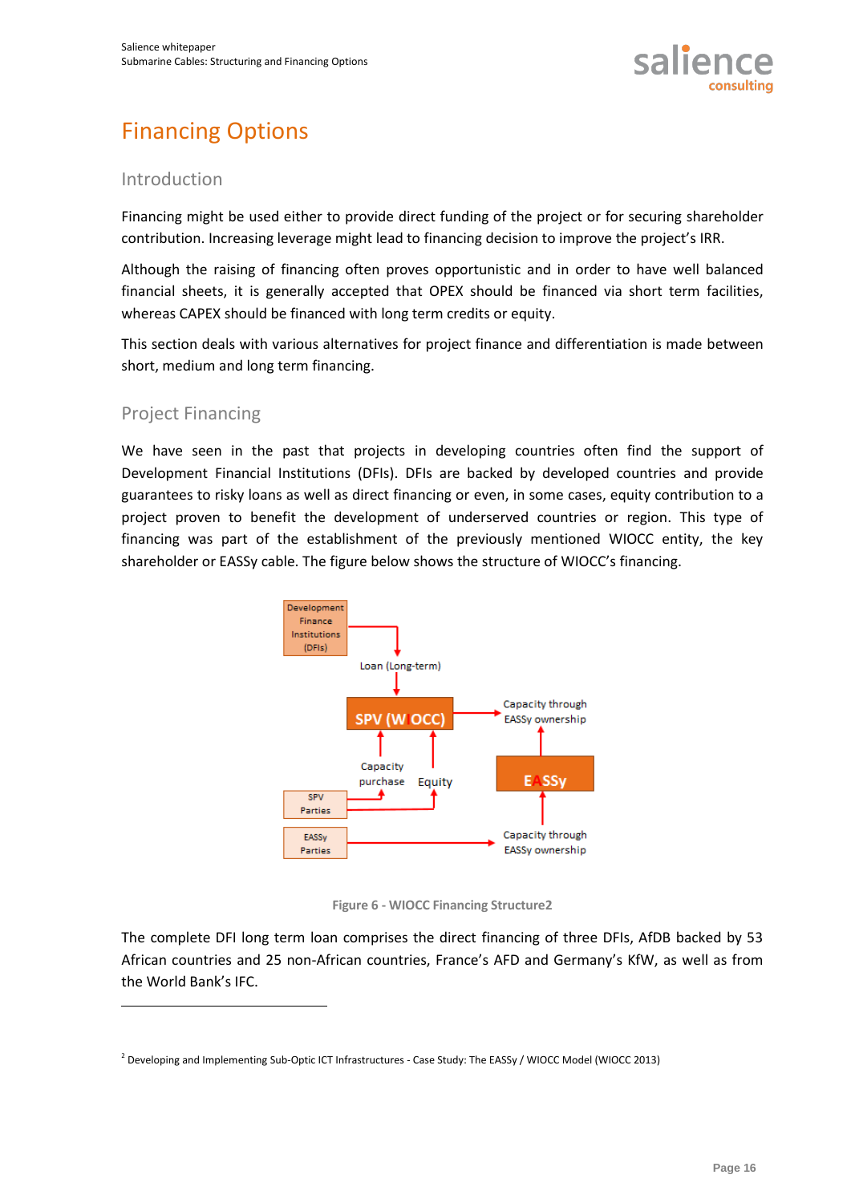# Financing Options

## Introduction

Financing might be used either to provide direct funding of the project or for securing shareholder contribution. Increasing leverage might lead to financing decision to improve the project's IRR.

Although the raising of financing often proves opportunistic and in order to have well balanced financial sheets, it is generally accepted that OPEX should be financed via short term facilities, whereas CAPEX should be financed with long term credits or equity.

This section deals with various alternatives for project finance and differentiation is made between short, medium and long term financing.

## Project Financing

We have seen in the past that projects in developing countries often find the support of Development Financial Institutions (DFIs). DFIs are backed by developed countries and provide guarantees to risky loans as well as direct financing or even, in some cases, equity contribution to a project proven to benefit the development of underserved countries or region. This type of financing was part of the establishment of the previously mentioned WIOCC entity, the key shareholder or EASSy cable. The figure below shows the structure of WIOCC's financing.

Development Finance Institutions (DFIs)

Loan (Long-term)

SPV (WIOCC)

Capacity through EASSy ownership

Capacity purchase

Equity

EASSy

SPV Parties

EASSy Parties

Capacity through EASSy ownership

Figure 6 - WIOCC Financing Structure[2]

The complete DFI long term loan comprises the direct financing of three DFIs, AfDB backed by 53 African countries and 25 non-African countries, France's AFD and Germany's KfW, as well as from the World Bank's IFC.

[2] Developing and Implementing Sub-Optic ICT Infrastructures - Case Study: The EASSy / WIOCC Model (WIOCC 2013)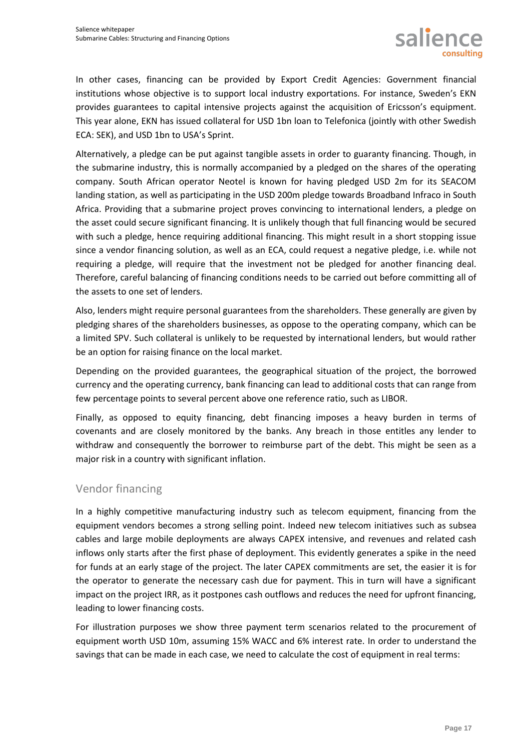In other cases, financing can be provided by Export Credit Agencies: Government financial institutions whose objective is to support local industry exportations. For instance, Sweden's EKN provides guarantees to capital intensive projects against the acquisition of Ericsson's equipment. This year alone, EKN has issued collateral for USD 1bn loan to Telefonica (jointly with other Swedish ECA: SEK), and USD 1bn to USA's Sprint.

Alternatively, a pledge can be put against tangible assets in order to guaranty financing. Though, in the submarine industry, this is normally accompanied by a pledged on the shares of the operating company. South African operator Neotel is known for having pledged USD 2m for its SEACOM landing station, as well as participating in the USD 200m pledge towards Broadband Infraco in South Africa. Providing that a submarine project proves convincing to international lenders, a pledge on the asset could secure significant financing. It is unlikely though that full financing would be secured with such a pledge, hence requiring additional financing. This might result in a short stopping issue since a vendor financing solution, as well as an ECA, could request a negative pledge, i.e. while not requiring a pledge, will require that the investment not be pledged for another financing deal. Therefore, careful balancing of financing conditions needs to be carried out before committing all of the assets to one set of lenders.

Also, lenders might require personal guarantees from the shareholders. These generally are given by pledging shares of the shareholders businesses, as oppose to the operating company, which can be a limited SPV. Such collateral is unlikely to be requested by international lenders, but would rather be an option for raising finance on the local market.

Depending on the provided guarantees, the geographical situation of the project, the borrowed currency and the operating currency, bank financing can lead to additional costs that can range from few percentage points to several percent above one reference ratio, such as LIBOR.

Finally, as opposed to equity financing, debt financing imposes a heavy burden in terms of covenants and are closely monitored by the banks. Any breach in those entitles any lender to withdraw and consequently the borrower to reimburse part of the debt. This might be seen as a major risk in a country with significant inflation.

## Vendor financing

In a highly competitive manufacturing industry such as telecom equipment, financing from the equipment vendors becomes a strong selling point. Indeed new telecom initiatives such as subsea cables and large mobile deployments are always CAPEX intensive, and revenues and related cash inflows only starts after the first phase of deployment. This evidently generates a spike in the need for funds at an early stage of the project. The later CAPEX commitments are set, the easier it is for the operator to generate the necessary cash due for payment. This in turn will have a significant impact on the project IRR, as it postpones cash outflows and reduces the need for upfront financing, leading to lower financing costs.

For illustration purposes we show three payment term scenarios related to the procurement of equipment worth USD 10m, assuming 15% WACC and 6% interest rate. In order to understand the savings that can be made in each case, we need to calculate the cost of equipment in real terms: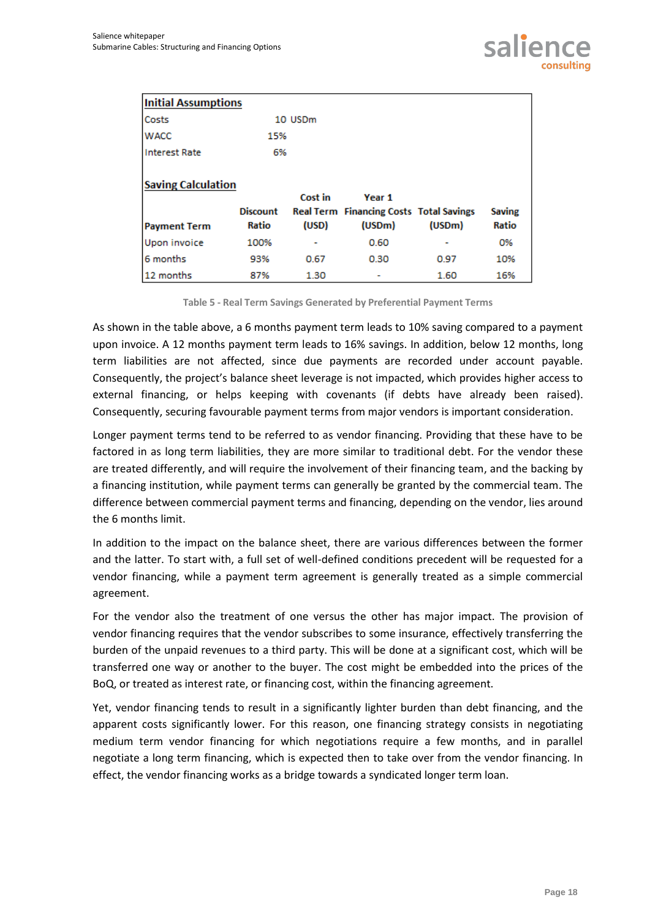| **Initial Assumptions** | | | | | |
|---|---|---|---|---|---|
| Costs | 10 USDm | | | | |
| WACC | 15% | | | | |
| Interest Rate | 6% | | | | |
| | | | | | |
| **Saving Calculation** | | | | | |
| **Payment Term** | **Discount Ratio** | **Cost in Real Term (USD)** | **Year 1 Financing Costs (USDm)** | **Total Savings (USDm)** | **Saving Ratio** |
| Upon invoice | 100% | - | 0.60 | - | 0% |
| 6 months | 93% | 0.67 | 0.30 | 0.97 | 10% |
| 12 months | 87% | 1.30 | - | 1.60 | 16% |

Table 5 - Real Term Savings Generated by Preferential Payment Terms

As shown in the table above, a 6 months payment term leads to 10% saving compared to a payment upon invoice. A 12 months payment term leads to 16% savings. In addition, below 12 months, long term liabilities are not affected, since due payments are recorded under account payable. Consequently, the project's balance sheet leverage is not impacted, which provides higher access to external financing, or helps keeping with covenants (if debts have already been raised). Consequently, securing favourable payment terms from major vendors is important consideration.

Longer payment terms tend to be referred to as vendor financing. Providing that these have to be factored in as long term liabilities, they are more similar to traditional debt. For the vendor these are treated differently, and will require the involvement of their financing team, and the backing by a financing institution, while payment terms can generally be granted by the commercial team. The difference between commercial payment terms and financing, depending on the vendor, lies around the 6 months limit.

In addition to the impact on the balance sheet, there are various differences between the former and the latter. To start with, a full set of well-defined conditions precedent will be requested for a vendor financing, while a payment term agreement is generally treated as a simple commercial agreement.

For the vendor also the treatment of one versus the other has major impact. The provision of vendor financing requires that the vendor subscribes to some insurance, effectively transferring the burden of the unpaid revenues to a third party. This will be done at a significant cost, which will be transferred one way or another to the buyer. The cost might be embedded into the prices of the BoQ, or treated as interest rate, or financing cost, within the financing agreement.

Yet, vendor financing tends to result in a significantly lighter burden than debt financing, and the apparent costs significantly lower. For this reason, one financing strategy consists in negotiating medium term vendor financing for which negotiations require a few months, and in parallel negotiate a long term financing, which is expected then to take over from the vendor financing. In effect, the vendor financing works as a bridge towards a syndicated longer term loan.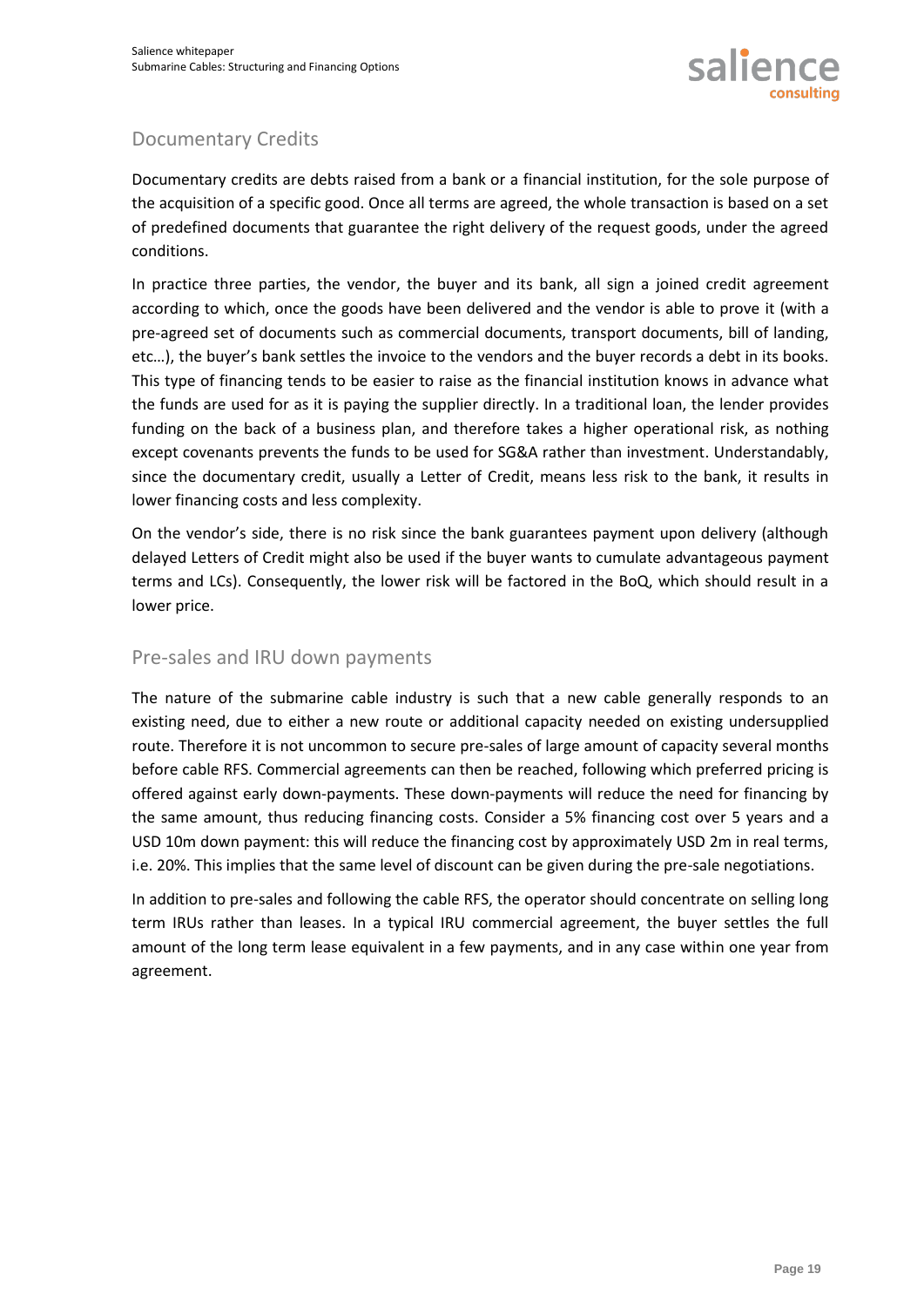## Documentary Credits

Documentary credits are debts raised from a bank or a financial institution, for the sole purpose of the acquisition of a specific good. Once all terms are agreed, the whole transaction is based on a set of predefined documents that guarantee the right delivery of the request goods, under the agreed conditions.

In practice three parties, the vendor, the buyer and its bank, all sign a joined credit agreement according to which, once the goods have been delivered and the vendor is able to prove it (with a pre-agreed set of documents such as commercial documents, transport documents, bill of landing, etc…), the buyer's bank settles the invoice to the vendors and the buyer records a debt in its books. This type of financing tends to be easier to raise as the financial institution knows in advance what the funds are used for as it is paying the supplier directly. In a traditional loan, the lender provides funding on the back of a business plan, and therefore takes a higher operational risk, as nothing except covenants prevents the funds to be used for SG&A rather than investment. Understandably, since the documentary credit, usually a Letter of Credit, means less risk to the bank, it results in lower financing costs and less complexity.

On the vendor's side, there is no risk since the bank guarantees payment upon delivery (although delayed Letters of Credit might also be used if the buyer wants to cumulate advantageous payment terms and LCs). Consequently, the lower risk will be factored in the BoQ, which should result in a lower price.

## Pre-sales and IRU down payments

The nature of the submarine cable industry is such that a new cable generally responds to an existing need, due to either a new route or additional capacity needed on existing undersupplied route. Therefore it is not uncommon to secure pre-sales of large amount of capacity several months before cable RFS. Commercial agreements can then be reached, following which preferred pricing is offered against early down-payments. These down-payments will reduce the need for financing by the same amount, thus reducing financing costs. Consider a 5% financing cost over 5 years and a USD 10m down payment: this will reduce the financing cost by approximately USD 2m in real terms, i.e. 20%. This implies that the same level of discount can be given during the pre-sale negotiations.

In addition to pre-sales and following the cable RFS, the operator should concentrate on selling long term IRUs rather than leases. In a typical IRU commercial agreement, the buyer settles the full amount of the long term lease equivalent in a few payments, and in any case within one year from agreement.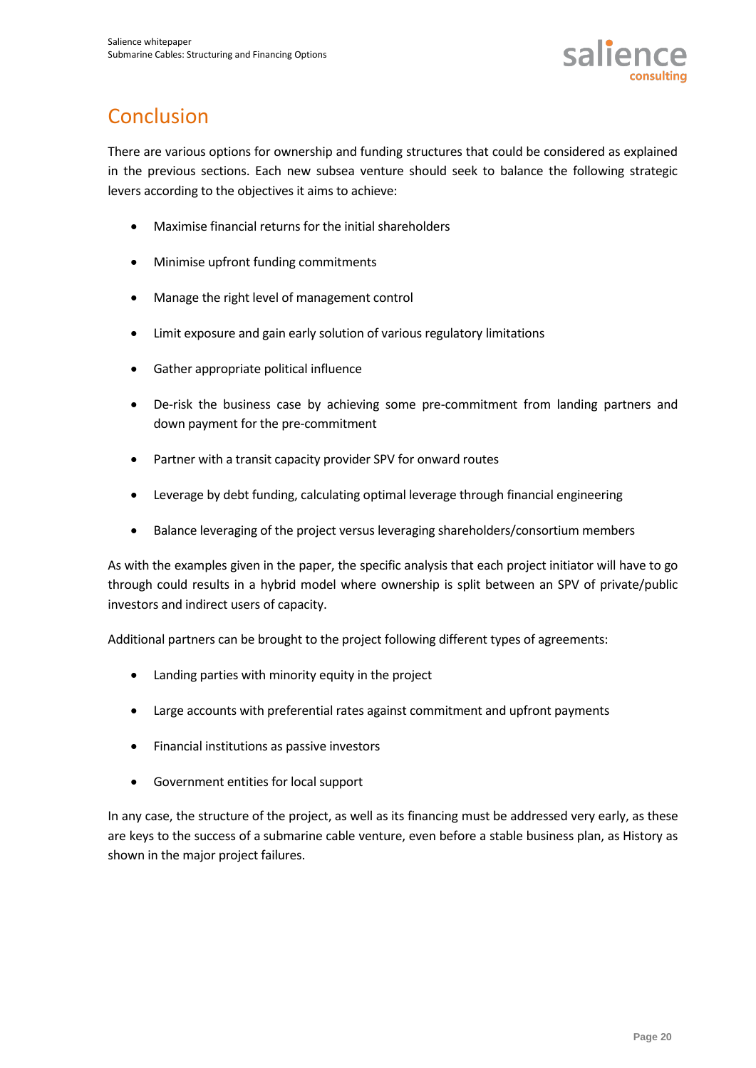# Conclusion

There are various options for ownership and funding structures that could be considered as explained in the previous sections. Each new subsea venture should seek to balance the following strategic levers according to the objectives it aims to achieve:

- Maximise financial returns for the initial shareholders
- Minimise upfront funding commitments
- Manage the right level of management control
- Limit exposure and gain early solution of various regulatory limitations
- Gather appropriate political influence
- De-risk the business case by achieving some pre-commitment from landing partners and down payment for the pre-commitment
- Partner with a transit capacity provider SPV for onward routes
- Leverage by debt funding, calculating optimal leverage through financial engineering
- Balance leveraging of the project versus leveraging shareholders/consortium members

As with the examples given in the paper, the specific analysis that each project initiator will have to go through could results in a hybrid model where ownership is split between an SPV of private/public investors and indirect users of capacity.

Additional partners can be brought to the project following different types of agreements:

- Landing parties with minority equity in the project
- Large accounts with preferential rates against commitment and upfront payments
- Financial institutions as passive investors
- Government entities for local support

In any case, the structure of the project, as well as its financing must be addressed very early, as these are keys to the success of a submarine cable venture, even before a stable business plan, as History as shown in the major project failures.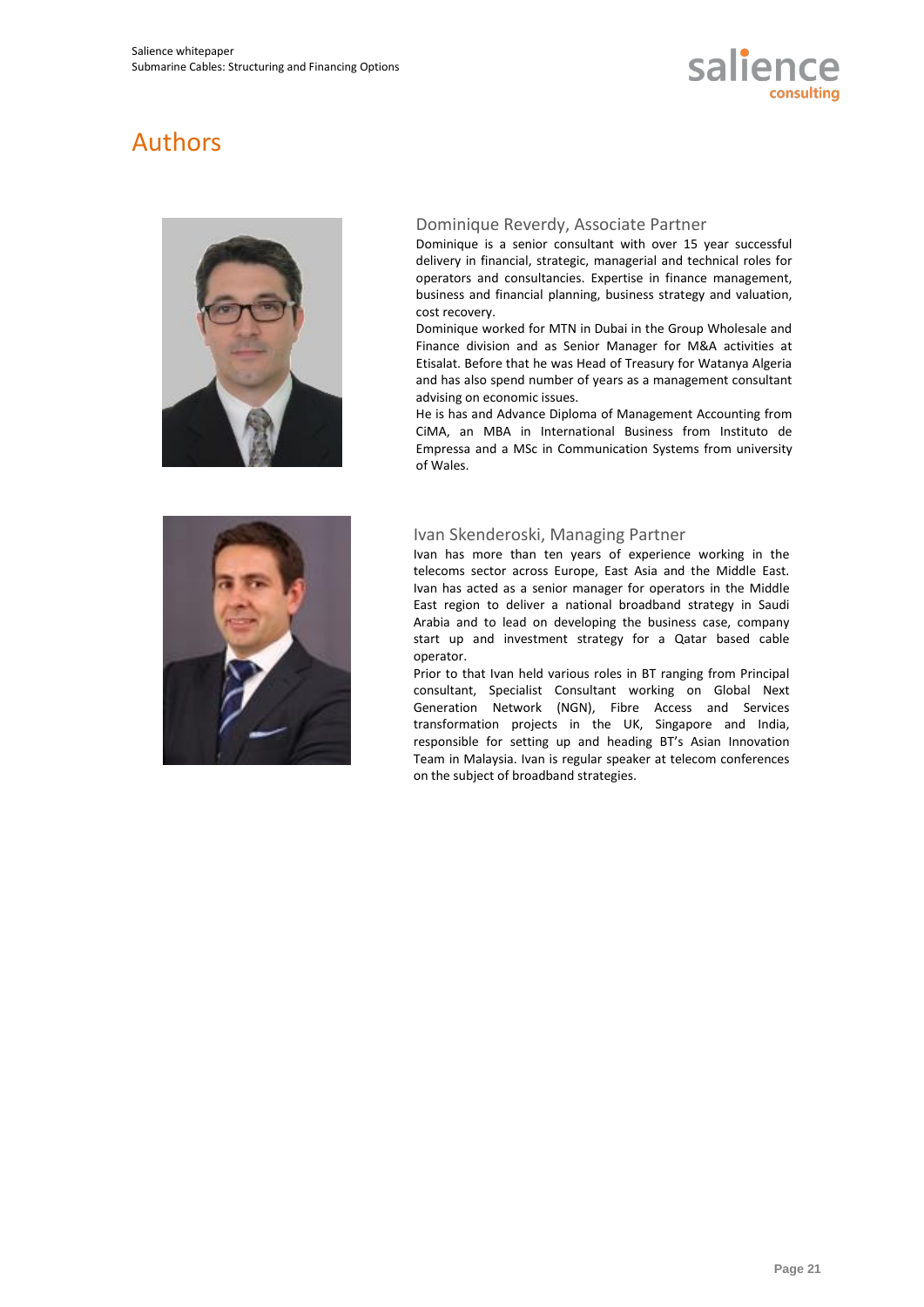# Authors

### Dominique Reverdy, Associate Partner

Dominique is a senior consultant with over 15 year successful delivery in financial, strategic, managerial and technical roles for operators and consultancies. Expertise in finance management, business and financial planning, business strategy and valuation, cost recovery.

Dominique worked for MTN in Dubai in the Group Wholesale and Finance division and as Senior Manager for M&A activities at Etisalat. Before that he was Head of Treasury for Watanya Algeria and has also spend number of years as a management consultant advising on economic issues.

He is has and Advance Diploma of Management Accounting from CiMA, an MBA in International Business from Instituto de Empressa and a MSc in Communication Systems from university of Wales.

### Ivan Skenderoski, Managing Partner

Ivan has more than ten years of experience working in the telecoms sector across Europe, East Asia and the Middle East. Ivan has acted as a senior manager for operators in the Middle East region to deliver a national broadband strategy in Saudi Arabia and to lead on developing the business case, company start up and investment strategy for a Qatar based cable operator.

Prior to that Ivan held various roles in BT ranging from Principal consultant, Specialist Consultant working on Global Next Generation Network (NGN), Fibre Access and Services transformation projects in the UK, Singapore and India, responsible for setting up and heading BT's Asian Innovation Team in Malaysia. Ivan is regular speaker at telecom conferences on the subject of broadband strategies.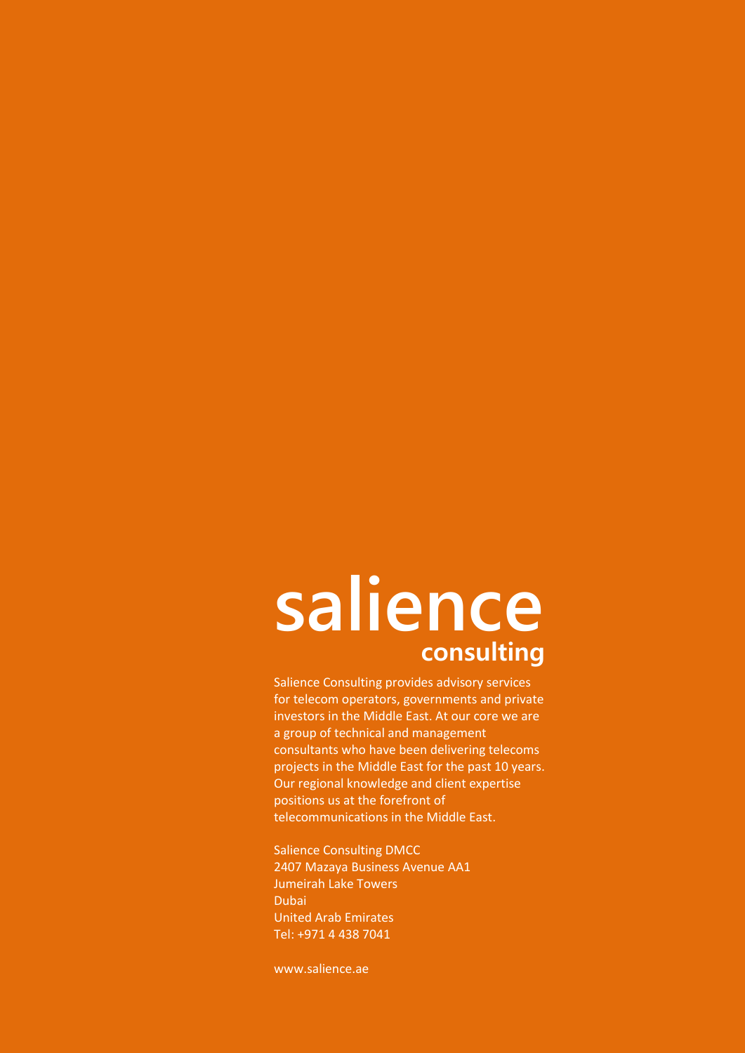# salience
## consulting

Salience Consulting provides advisory services for telecom operators, governments and private investors in the Middle East. At our core we are a group of technical and management consultants who have been delivering telecoms projects in the Middle East for the past 10 years. Our regional knowledge and client expertise positions us at the forefront of telecommunications in the Middle East.

Salience Consulting DMCC
2407 Mazaya Business Avenue AA1
Jumeirah Lake Towers
Dubai
United Arab Emirates
Tel: +971 4 438 7041

www.salience.ae